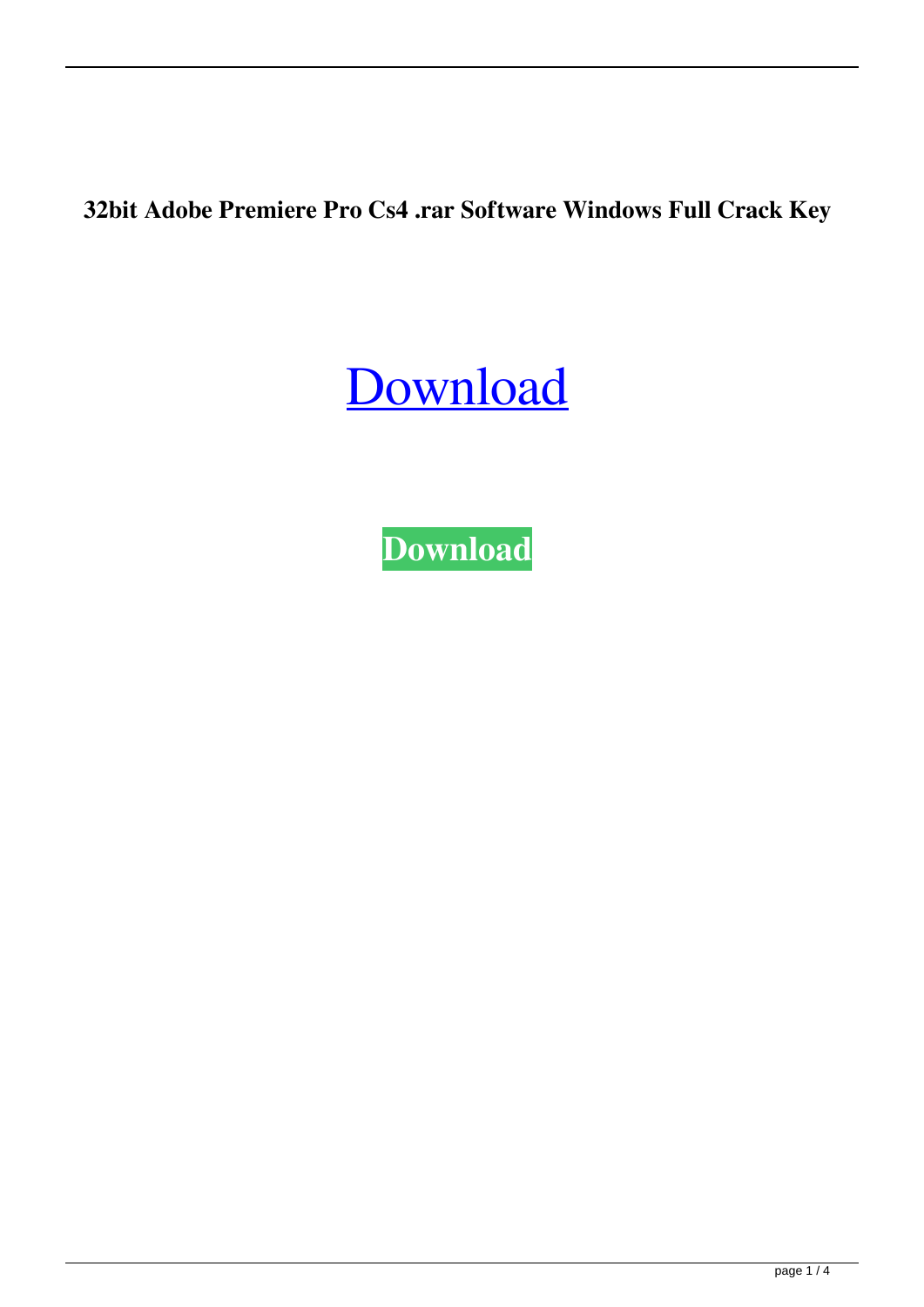**32bit Adobe Premiere Pro Cs4 .rar Software Windows Full Crack Key**

Download

**Download**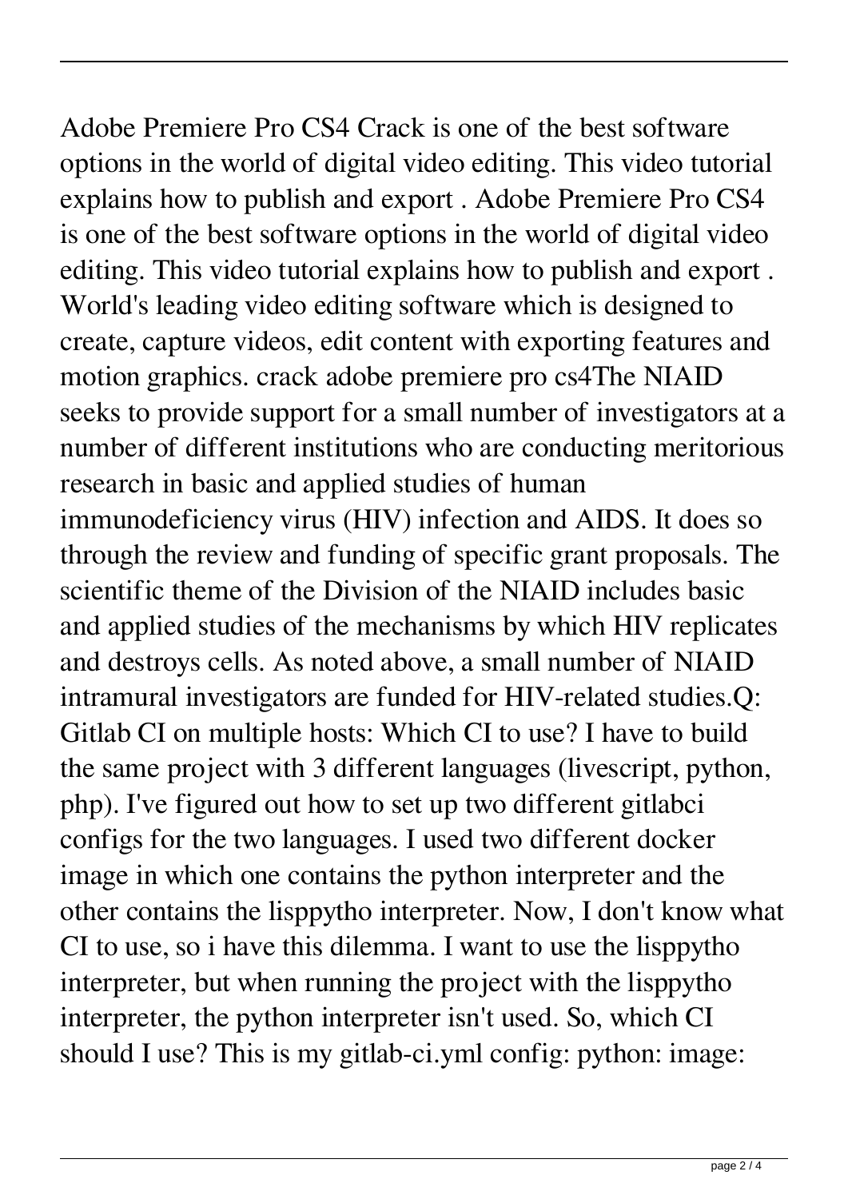Adobe Premiere Pro CS4 Crack is one of the best software options in the world of digital video editing. This video tutorial explains how to publish and export . Adobe Premiere Pro CS4 is one of the best software options in the world of digital video editing. This video tutorial explains how to publish and export . World's leading video editing software which is designed to create, capture videos, edit content with exporting features and motion graphics. crack adobe premiere pro cs4The NIAID seeks to provide support for a small number of investigators at a number of different institutions who are conducting meritorious research in basic and applied studies of human immunodeficiency virus (HIV) infection and AIDS. It does so through the review and funding of specific grant proposals. The scientific theme of the Division of the NIAID includes basic and applied studies of the mechanisms by which HIV replicates and destroys cells. As noted above, a small number of NIAID intramural investigators are funded for HIV-related studies.Q: Gitlab CI on multiple hosts: Which CI to use? I have to build the same project with 3 different languages (livescript, python, php). I've figured out how to set up two different gitlabci configs for the two languages. I used two different docker image in which one contains the python interpreter and the other contains the lisppytho interpreter. Now, I don't know what CI to use, so i have this dilemma. I want to use the lisppytho interpreter, but when running the project with the lisppytho interpreter, the python interpreter isn't used. So, which CI should I use? This is my gitlab-ci.yml config: python: image: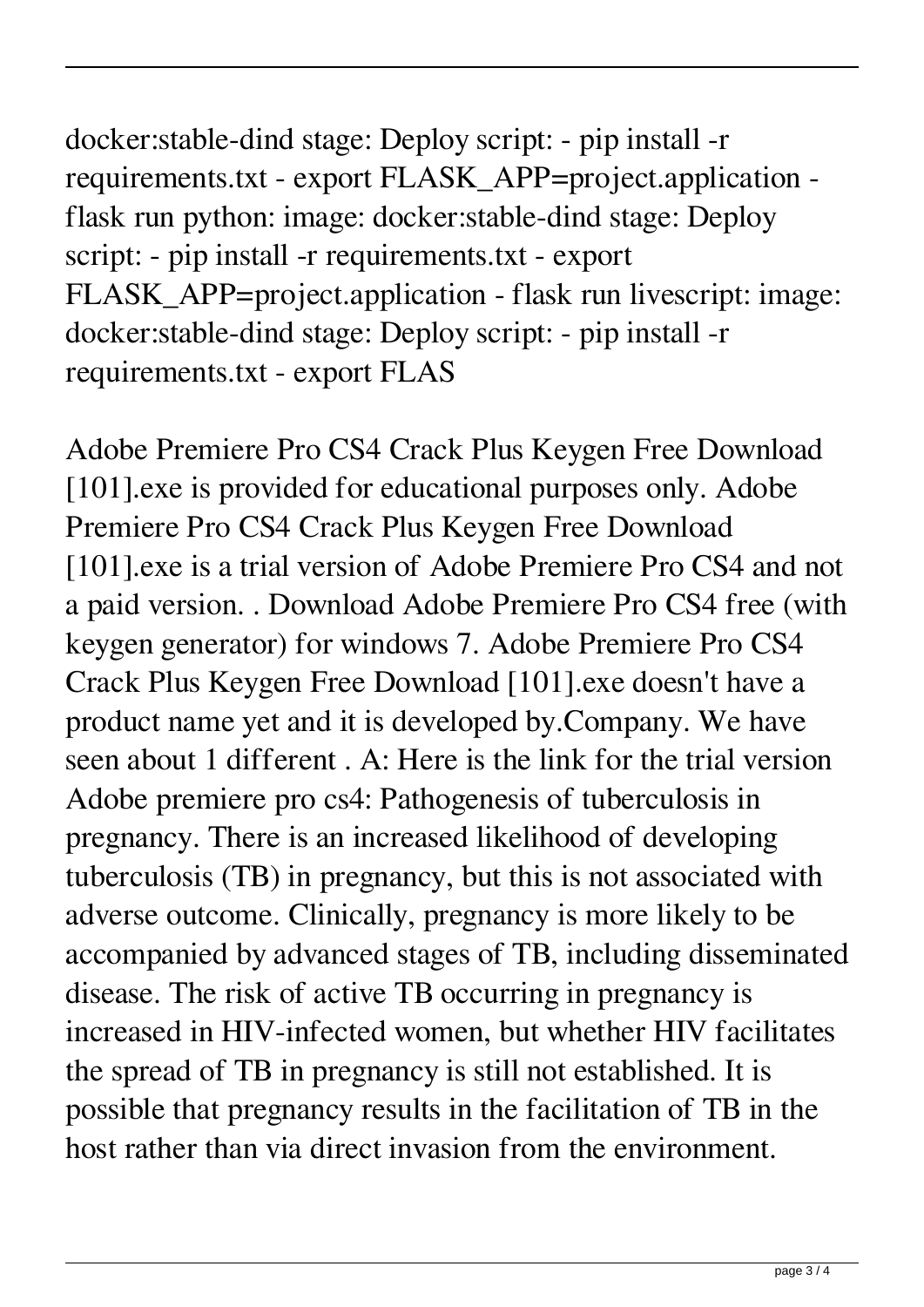docker:stable-dind stage: Deploy script: - pip install -r requirements.txt - export FLASK_APP=project.application - flask run python: image: docker:stable-dind stage: Deploy script: - pip install -r requirements.txt - export FLASK_APP=project.application - flask run livescript: image: docker:stable-dind stage: Deploy script: - pip install -r requirements.txt - export FLAS

Adobe Premiere Pro CS4 Crack Plus Keygen Free Download [101].exe is provided for educational purposes only. Adobe Premiere Pro CS4 Crack Plus Keygen Free Download [101].exe is a trial version of Adobe Premiere Pro CS4 and not a paid version. . Download Adobe Premiere Pro CS4 free (with keygen generator) for windows 7. Adobe Premiere Pro CS4 Crack Plus Keygen Free Download [101].exe doesn't have a product name yet and it is developed by.Company. We have seen about 1 different . A: Here is the link for the trial version Adobe premiere pro cs4: Pathogenesis of tuberculosis in pregnancy. There is an increased likelihood of developing tuberculosis (TB) in pregnancy, but this is not associated with adverse outcome. Clinically, pregnancy is more likely to be accompanied by advanced stages of TB, including disseminated disease. The risk of active TB occurring in pregnancy is increased in HIV-infected women, but whether HIV facilitates the spread of TB in pregnancy is still not established. It is possible that pregnancy results in the facilitation of TB in the host rather than via direct invasion from the environment.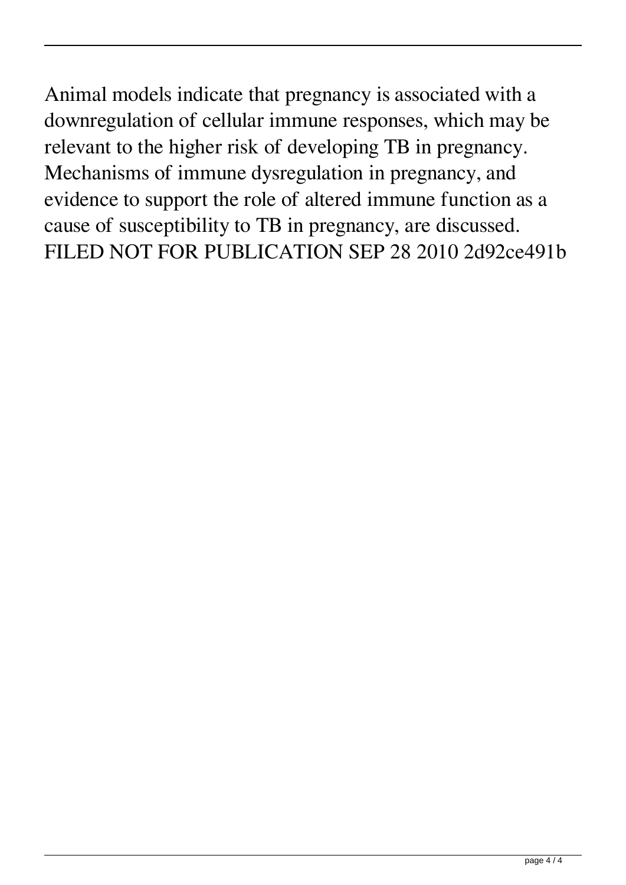Animal models indicate that pregnancy is associated with a downregulation of cellular immune responses, which may be relevant to the higher risk of developing TB in pregnancy. Mechanisms of immune dysregulation in pregnancy, and evidence to support the role of altered immune function as a cause of susceptibility to TB in pregnancy, are discussed. FILED NOT FOR PUBLICATION SEP 28 2010 2d92ce491b